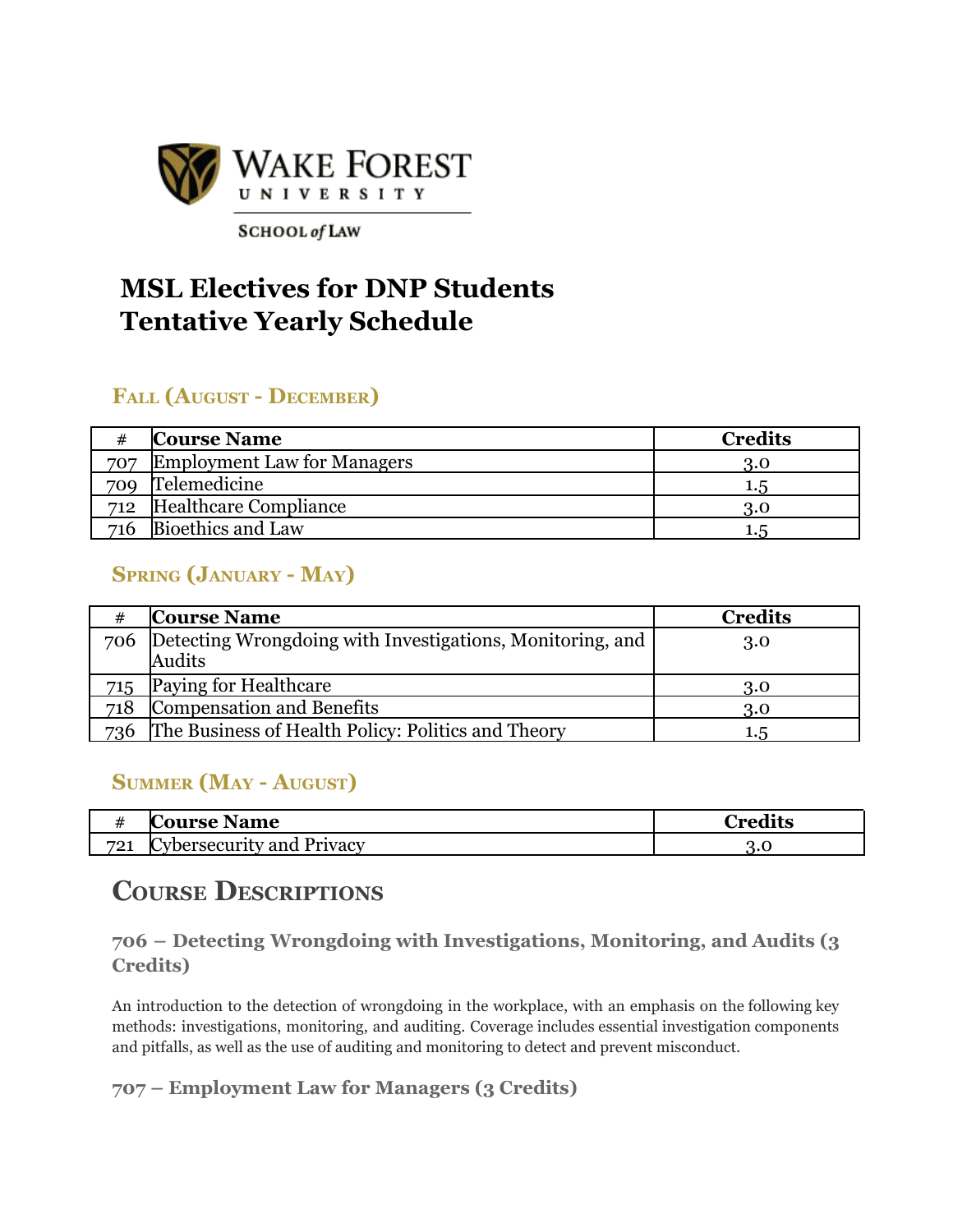Wake Forest University School of Law

# MSL Electives for DNP Students
# Tentative Yearly Schedule

## Fall (August - December)

| # | Course Name | Credits |
|---|---|---|
| 707 | Employment Law for Managers | 3.0 |
| 709 | Telemedicine | 1.5 |
| 712 | Healthcare Compliance | 3.0 |
| 716 | Bioethics and Law | 1.5 |

## Spring (January - May)

| # | Course Name | Credits |
|---|---|---|
| 706 | Detecting Wrongdoing with Investigations, Monitoring, and Audits | 3.0 |
| 715 | Paying for Healthcare | 3.0 |
| 718 | Compensation and Benefits | 3.0 |
| 736 | The Business of Health Policy: Politics and Theory | 1.5 |

## Summer (May - August)

| # | Course Name | Credits |
|---|---|---|
| 721 | Cybersecurity and Privacy | 3.0 |

# Course Descriptions

### 706 – Detecting Wrongdoing with Investigations, Monitoring, and Audits (3 Credits)

An introduction to the detection of wrongdoing in the workplace, with an emphasis on the following key methods: investigations, monitoring, and auditing. Coverage includes essential investigation components and pitfalls, as well as the use of auditing and monitoring to detect and prevent misconduct.

### 707 – Employment Law for Managers (3 Credits)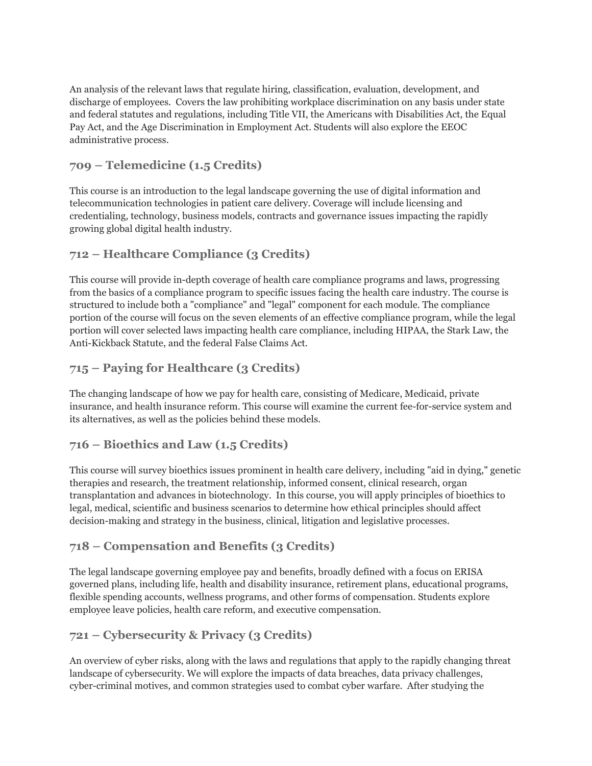An analysis of the relevant laws that regulate hiring, classification, evaluation, development, and discharge of employees. Covers the law prohibiting workplace discrimination on any basis under state and federal statutes and regulations, including Title VII, the Americans with Disabilities Act, the Equal Pay Act, and the Age Discrimination in Employment Act. Students will also explore the EEOC administrative process.

### 709 – Telemedicine (1.5 Credits)

This course is an introduction to the legal landscape governing the use of digital information and telecommunication technologies in patient care delivery. Coverage will include licensing and credentialing, technology, business models, contracts and governance issues impacting the rapidly growing global digital health industry.

### 712 – Healthcare Compliance (3 Credits)

This course will provide in-depth coverage of health care compliance programs and laws, progressing from the basics of a compliance program to specific issues facing the health care industry. The course is structured to include both a "compliance" and "legal" component for each module. The compliance portion of the course will focus on the seven elements of an effective compliance program, while the legal portion will cover selected laws impacting health care compliance, including HIPAA, the Stark Law, the Anti-Kickback Statute, and the federal False Claims Act.

### 715 – Paying for Healthcare (3 Credits)

The changing landscape of how we pay for health care, consisting of Medicare, Medicaid, private insurance, and health insurance reform. This course will examine the current fee-for-service system and its alternatives, as well as the policies behind these models.

### 716 – Bioethics and Law (1.5 Credits)

This course will survey bioethics issues prominent in health care delivery, including "aid in dying," genetic therapies and research, the treatment relationship, informed consent, clinical research, organ transplantation and advances in biotechnology. In this course, you will apply principles of bioethics to legal, medical, scientific and business scenarios to determine how ethical principles should affect decision-making and strategy in the business, clinical, litigation and legislative processes.

### 718 – Compensation and Benefits (3 Credits)

The legal landscape governing employee pay and benefits, broadly defined with a focus on ERISA governed plans, including life, health and disability insurance, retirement plans, educational programs, flexible spending accounts, wellness programs, and other forms of compensation. Students explore employee leave policies, health care reform, and executive compensation.

### 721 – Cybersecurity & Privacy (3 Credits)

An overview of cyber risks, along with the laws and regulations that apply to the rapidly changing threat landscape of cybersecurity. We will explore the impacts of data breaches, data privacy challenges, cyber-criminal motives, and common strategies used to combat cyber warfare. After studying the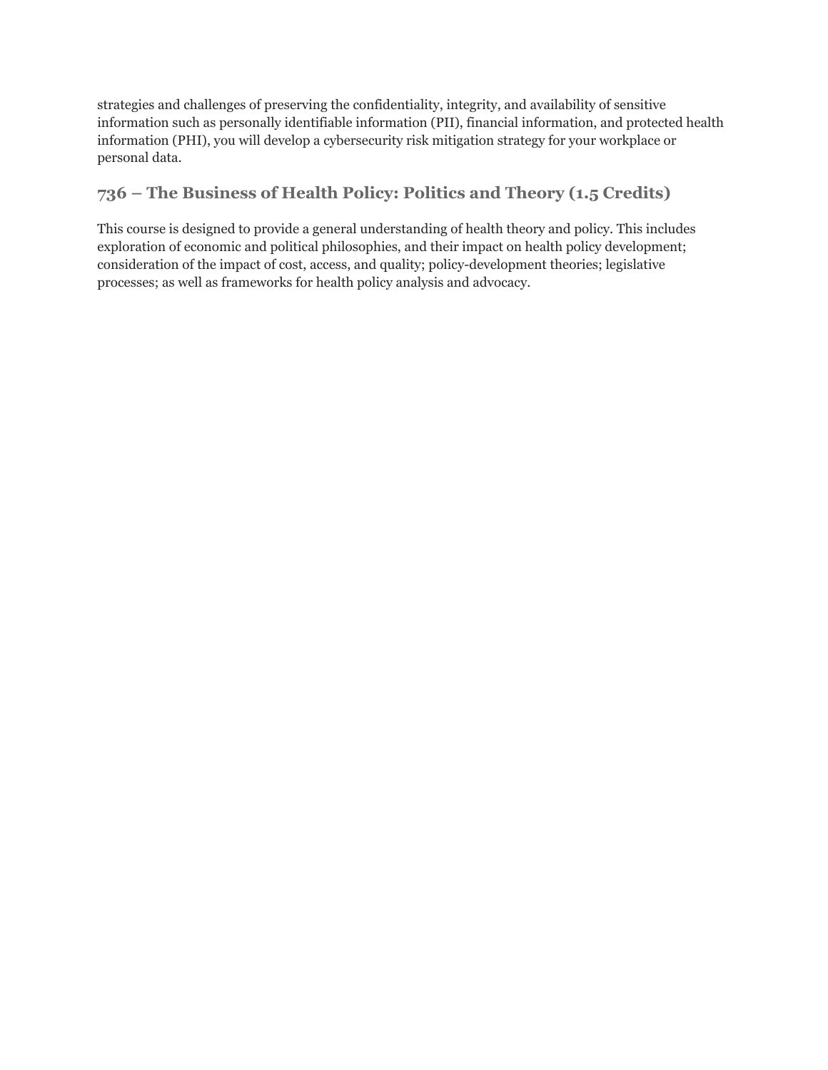strategies and challenges of preserving the confidentiality, integrity, and availability of sensitive information such as personally identifiable information (PII), financial information, and protected health information (PHI), you will develop a cybersecurity risk mitigation strategy for your workplace or personal data.

### 736 – The Business of Health Policy: Politics and Theory (1.5 Credits)

This course is designed to provide a general understanding of health theory and policy. This includes exploration of economic and political philosophies, and their impact on health policy development; consideration of the impact of cost, access, and quality; policy-development theories; legislative processes; as well as frameworks for health policy analysis and advocacy.